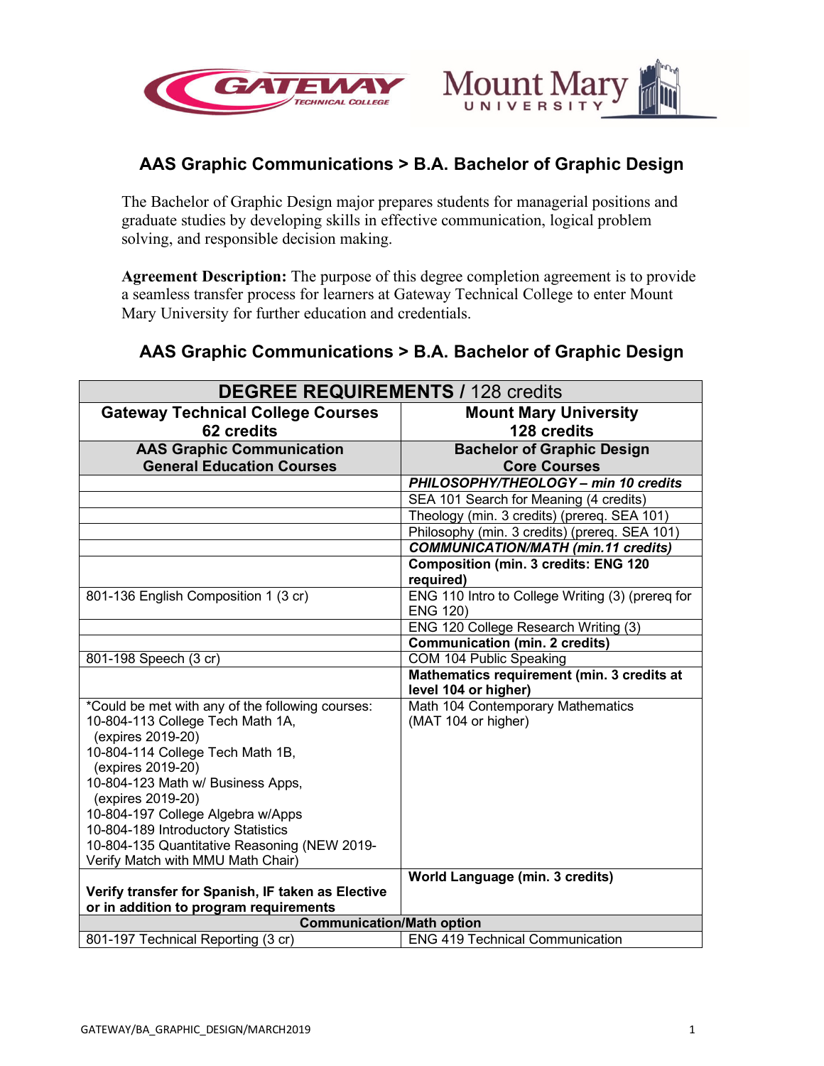## AAS Graphic Communications > B.A. Bachelor of Graphic Design

The Bachelor of Graphic Design major prepares students for managerial positions and graduate studies by developing skills in effective communication, logical problem solving, and responsible decision making.

**Agreement Description:** The purpose of this degree completion agreement is to provide a seamless transfer process for learners at Gateway Technical College to enter Mount Mary University for further education and credentials.

## AAS Graphic Communications > B.A. Bachelor of Graphic Design

| **DEGREE REQUIREMENTS /** 128 credits | |
|---|---|
| **Gateway Technical College Courses 62 credits** | **Mount Mary University 128 credits** |
| **AAS Graphic Communication General Education Courses** | **Bachelor of Graphic Design Core Courses** |
| | ***PHILOSOPHY/THEOLOGY – min 10 credits*** |
| | SEA 101 Search for Meaning (4 credits) |
| | Theology (min. 3 credits) (prereq. SEA 101) |
| | Philosophy (min. 3 credits) (prereq. SEA 101) |
| | ***COMMUNICATION/MATH (min.11 credits)*** |
| | **Composition (min. 3 credits: ENG 120 required)** |
| 801-136 English Composition 1 (3 cr) | ENG 110 Intro to College Writing (3) (prereq for ENG 120) |
| | ENG 120 College Research Writing (3) |
| | **Communication (min. 2 credits)** |
| 801-198 Speech (3 cr) | COM 104 Public Speaking |
| | **Mathematics requirement (min. 3 credits at level 104 or higher)** |
| *Could be met with any of the following courses:<br>10-804-113 College Tech Math 1A, (expires 2019-20)<br>10-804-114 College Tech Math 1B, (expires 2019-20)<br>10-804-123 Math w/ Business Apps, (expires 2019-20)<br>10-804-197 College Algebra w/Apps<br>10-804-189 Introductory Statistics<br>10-804-135 Quantitative Reasoning (NEW 2019- Verify Match with MMU Math Chair) | Math 104 Contemporary Mathematics (MAT 104 or higher) |
| **Verify transfer for Spanish, IF taken as Elective or in addition to program requirements** | **World Language (min. 3 credits)** |
| **Communication/Math option** | |
| 801-197 Technical Reporting (3 cr) | ENG 419 Technical Communication |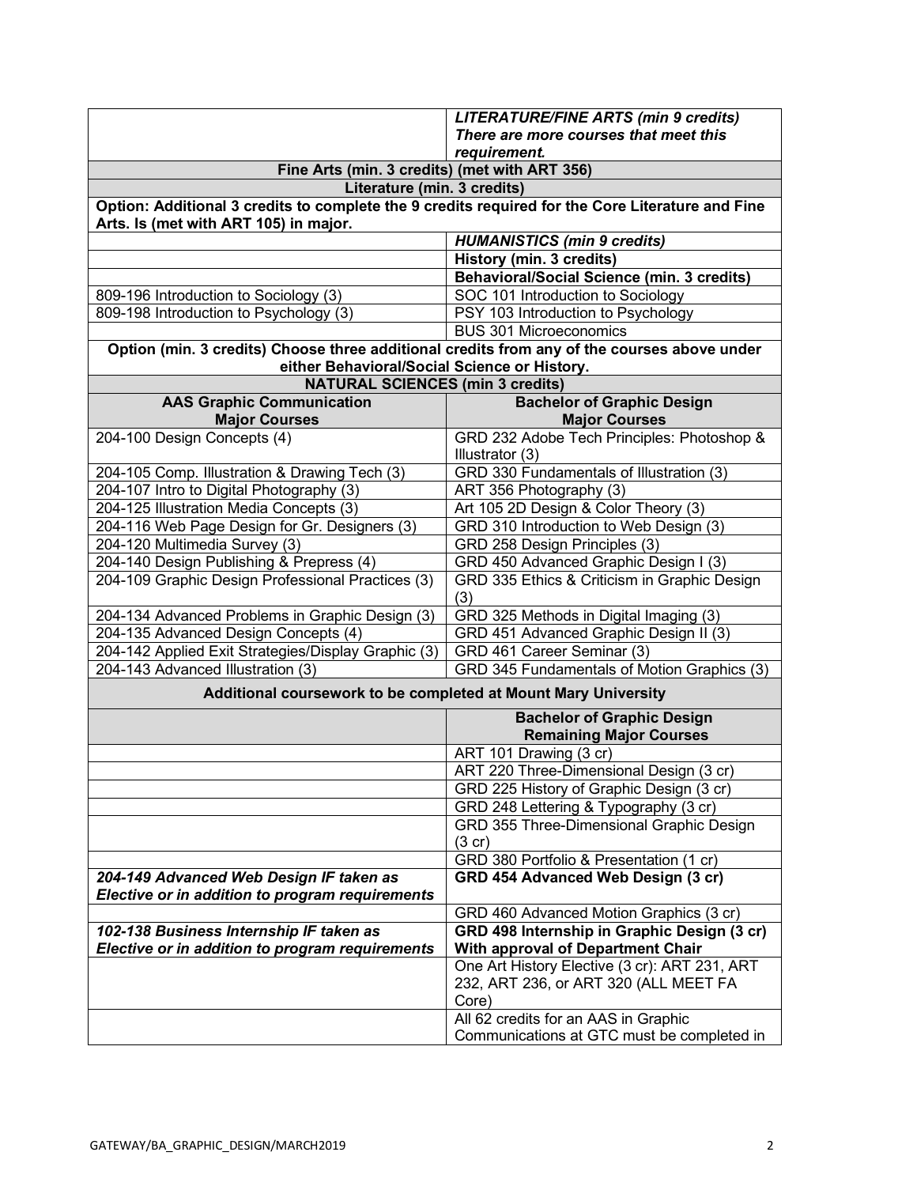| | *LITERATURE/FINE ARTS (min 9 credits)* ***There are more courses that meet this requirement.*** |
|---|---|
| **Fine Arts (min. 3 credits) (met with ART 356)** | |
| **Literature (min. 3 credits)** | |
| **Option: Additional 3 credits to complete the 9 credits required for the Core Literature and Fine Arts. Is (met with ART 105) in major.** | |
| | ***HUMANISTICS (min 9 credits)*** |
| | **History (min. 3 credits)** |
| | **Behavioral/Social Science (min. 3 credits)** |
| 809-196 Introduction to Sociology (3) | SOC 101 Introduction to Sociology |
| 809-198 Introduction to Psychology (3) | PSY 103 Introduction to Psychology |
| | BUS 301 Microeconomics |
| **Option (min. 3 credits) Choose three additional credits from any of the courses above under either Behavioral/Social Science or History.** | |
| **NATURAL SCIENCES (min 3 credits)** | |
| **AAS Graphic Communication Major Courses** | **Bachelor of Graphic Design Major Courses** |
| 204-100 Design Concepts (4) | GRD 232 Adobe Tech Principles: Photoshop & Illustrator (3) |
| 204-105 Comp. Illustration & Drawing Tech (3) | GRD 330 Fundamentals of Illustration (3) |
| 204-107 Intro to Digital Photography (3) | ART 356 Photography (3) |
| 204-125 Illustration Media Concepts (3) | Art 105 2D Design & Color Theory (3) |
| 204-116 Web Page Design for Gr. Designers (3) | GRD 310 Introduction to Web Design (3) |
| 204-120 Multimedia Survey (3) | GRD 258 Design Principles (3) |
| 204-140 Design Publishing & Prepress (4) | GRD 450 Advanced Graphic Design I (3) |
| 204-109 Graphic Design Professional Practices (3) | GRD 335 Ethics & Criticism in Graphic Design (3) |
| 204-134 Advanced Problems in Graphic Design (3) | GRD 325 Methods in Digital Imaging (3) |
| 204-135 Advanced Design Concepts (4) | GRD 451 Advanced Graphic Design II (3) |
| 204-142 Applied Exit Strategies/Display Graphic (3) | GRD 461 Career Seminar (3) |
| 204-143 Advanced Illustration (3) | GRD 345 Fundamentals of Motion Graphics (3) |
| **Additional coursework to be completed at Mount Mary University** | |
| | **Bachelor of Graphic Design Remaining Major Courses** |
| | ART 101 Drawing (3 cr) |
| | ART 220 Three-Dimensional Design (3 cr) |
| | GRD 225 History of Graphic Design (3 cr) |
| | GRD 248 Lettering & Typography (3 cr) |
| | GRD 355 Three-Dimensional Graphic Design (3 cr) |
| | GRD 380 Portfolio & Presentation (1 cr) |
| ***204-149 Advanced Web Design IF taken as Elective or in addition to program requirements*** | **GRD 454 Advanced Web Design (3 cr)** |
| | GRD 460 Advanced Motion Graphics (3 cr) |
| ***102-138 Business Internship IF taken as Elective or in addition to program requirements*** | **GRD 498 Internship in Graphic Design (3 cr) With approval of Department Chair** |
| | One Art History Elective (3 cr): ART 231, ART 232, ART 236, or ART 320 (ALL MEET FA Core) |
| | All 62 credits for an AAS in Graphic Communications at GTC must be completed in |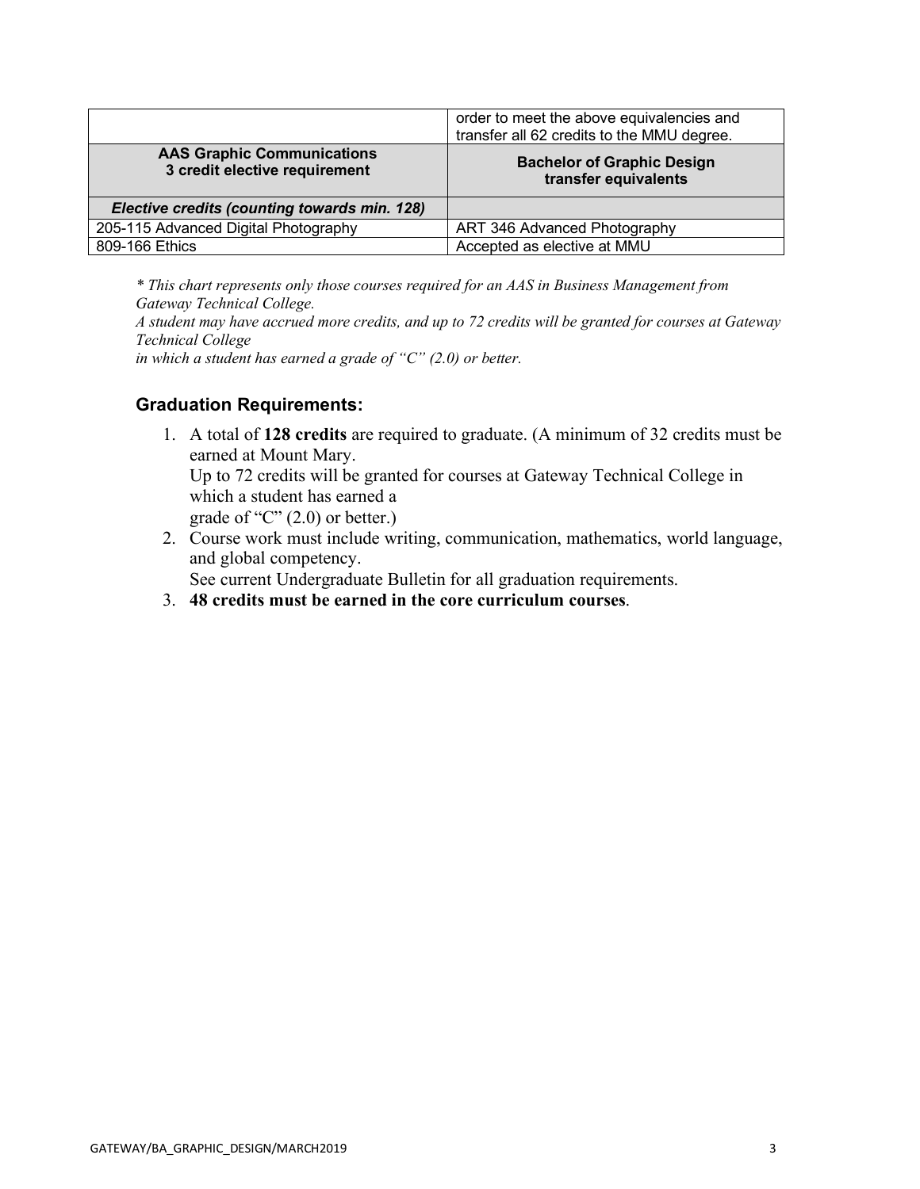| | order to meet the above equivalencies and transfer all 62 credits to the MMU degree. |
|---|---|
| **AAS Graphic Communications 3 credit elective requirement** | **Bachelor of Graphic Design transfer equivalents** |
| ***Elective credits (counting towards min. 128)*** | |
| 205-115 Advanced Digital Photography | ART 346 Advanced Photography |
| 809-166 Ethics | Accepted as elective at MMU |

*\* This chart represents only those courses required for an AAS in Business Management from Gateway Technical College.*
*A student may have accrued more credits, and up to 72 credits will be granted for courses at Gateway Technical College*
*in which a student has earned a grade of "C" (2.0) or better.*

### Graduation Requirements:

1. A total of **128 credits** are required to graduate. (A minimum of 32 credits must be earned at Mount Mary.
   Up to 72 credits will be granted for courses at Gateway Technical College in which a student has earned a
   grade of "C" (2.0) or better.)
2. Course work must include writing, communication, mathematics, world language, and global competency.
   See current Undergraduate Bulletin for all graduation requirements.
3. **48 credits must be earned in the core curriculum courses**.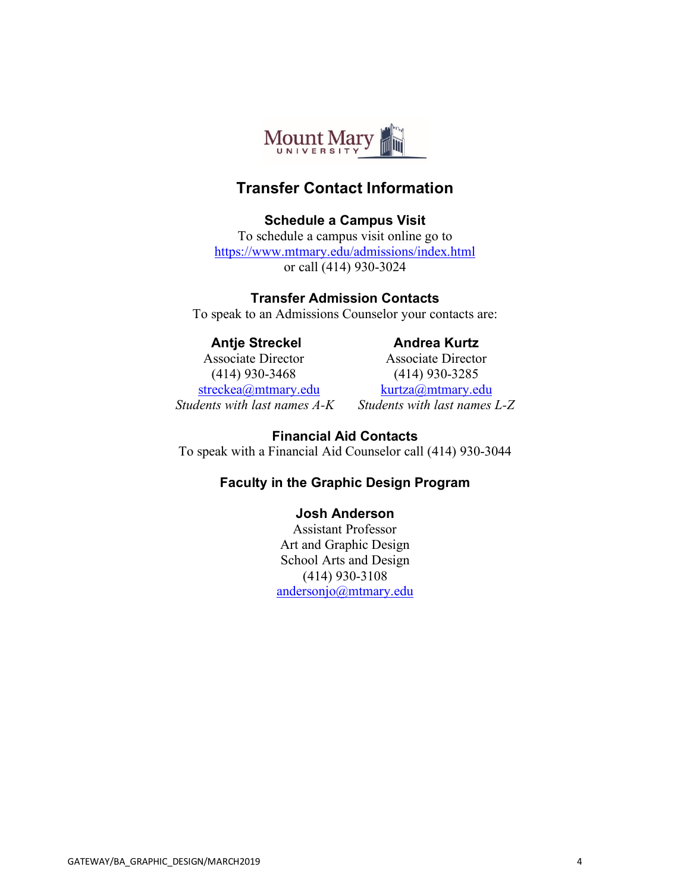Mount Mary UNIVERSITY

# Transfer Contact Information

### Schedule a Campus Visit

To schedule a campus visit online go to
https://www.mtmary.edu/admissions/index.html
or call (414) 930-3024

### Transfer Admission Contacts

To speak to an Admissions Counselor your contacts are:

**Antje Streckel**
Associate Director
(414) 930-3468
streckea@mtmary.edu
*Students with last names A-K*

**Andrea Kurtz**
Associate Director
(414) 930-3285
kurtza@mtmary.edu
*Students with last names L-Z*

### Financial Aid Contacts

To speak with a Financial Aid Counselor call (414) 930-3044

### Faculty in the Graphic Design Program

**Josh Anderson**
Assistant Professor
Art and Graphic Design
School Arts and Design
(414) 930-3108
andersonjo@mtmary.edu